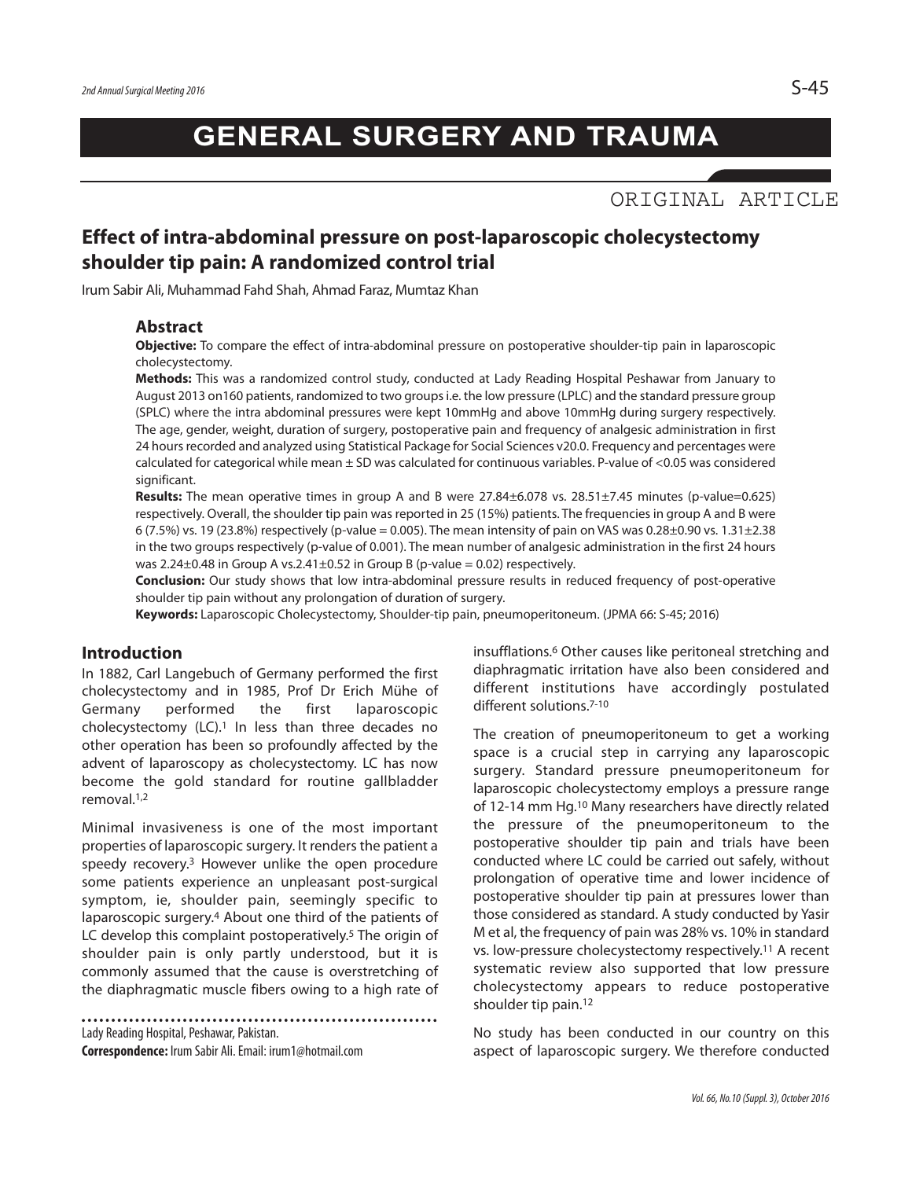# GENERAL SURGERY AND TRAUMA

ORIGINAL ARTICLE

## Effect of intra-abdominal pressure on post-laparoscopic cholecystectomy shoulder tip pain: A randomized control trial

Irum Sabir Ali, Muhammad Fahd Shah, Ahmad Faraz, Mumtaz Khan

### Abstract

**Objective:** To compare the effect of intra-abdominal pressure on postoperative shoulder-tip pain in laparoscopic cholecystectomy.

**Methods:** This was a randomized control study, conducted at Lady Reading Hospital Peshawar from January to August 2013 on160 patients, randomized to two groups i.e. the low pressure (LPLC) and the standard pressure group (SPLC) where the intra abdominal pressures were kept 10mmHg and above 10mmHg during surgery respectively. The age, gender, weight, duration of surgery, postoperative pain and frequency of analgesic administration in first 24 hours recorded and analyzed using Statistical Package for Social Sciences v20.0. Frequency and percentages were calculated for categorical while mean ± SD was calculated for continuous variables. P-value of <0.05 was considered significant.

**Results:** The mean operative times in group A and B were 27.84±6.078 vs. 28.51±7.45 minutes (p-value=0.625) respectively. Overall, the shoulder tip pain was reported in 25 (15%) patients. The frequencies in group A and B were 6 (7.5%) vs. 19 (23.8%) respectively (p-value = 0.005). The mean intensity of pain on VAS was 0.28±0.90 vs. 1.31±2.38 in the two groups respectively (p-value of 0.001). The mean number of analgesic administration in the first 24 hours was 2.24±0.48 in Group A vs.2.41±0.52 in Group B (p-value = 0.02) respectively.

**Conclusion:** Our study shows that low intra-abdominal pressure results in reduced frequency of post-operative shoulder tip pain without any prolongation of duration of surgery.

**Keywords:** Laparoscopic Cholecystectomy, Shoulder-tip pain, pneumoperitoneum. (JPMA 66: S-45; 2016)

### Introduction

In 1882, Carl Langebuch of Germany performed the first cholecystectomy and in 1985, Prof Dr Erich Mühe of Germany performed the first laparoscopic cholecystectomy (LC).[1] In less than three decades no other operation has been so profoundly affected by the advent of laparoscopy as cholecystectomy. LC has now become the gold standard for routine gallbladder removal.[1,2]

Minimal invasiveness is one of the most important properties of laparoscopic surgery. It renders the patient a speedy recovery.[3] However unlike the open procedure some patients experience an unpleasant post-surgical symptom, ie, shoulder pain, seemingly specific to laparoscopic surgery.[4] About one third of the patients of LC develop this complaint postoperatively.[5] The origin of shoulder pain is only partly understood, but it is commonly assumed that the cause is overstretching of the diaphragmatic muscle fibers owing to a high rate of insufflations.[6] Other causes like peritoneal stretching and diaphragmatic irritation have also been considered and different institutions have accordingly postulated different solutions.[7-10]

The creation of pneumoperitoneum to get a working space is a crucial step in carrying any laparoscopic surgery. Standard pressure pneumoperitoneum for laparoscopic cholecystectomy employs a pressure range of 12-14 mm Hg.[10] Many researchers have directly related the pressure of the pneumoperitoneum to the postoperative shoulder tip pain and trials have been conducted where LC could be carried out safely, without prolongation of operative time and lower incidence of postoperative shoulder tip pain at pressures lower than those considered as standard. A study conducted by Yasir M et al, the frequency of pain was 28% vs. 10% in standard vs. low-pressure cholecystectomy respectively.[11] A recent systematic review also supported that low pressure cholecystectomy appears to reduce postoperative shoulder tip pain.[12]

No study has been conducted in our country on this aspect of laparoscopic surgery. We therefore conducted

Lady Reading Hospital, Peshawar, Pakistan.

**Correspondence:** Irum Sabir Ali. Email: irum1@hotmail.com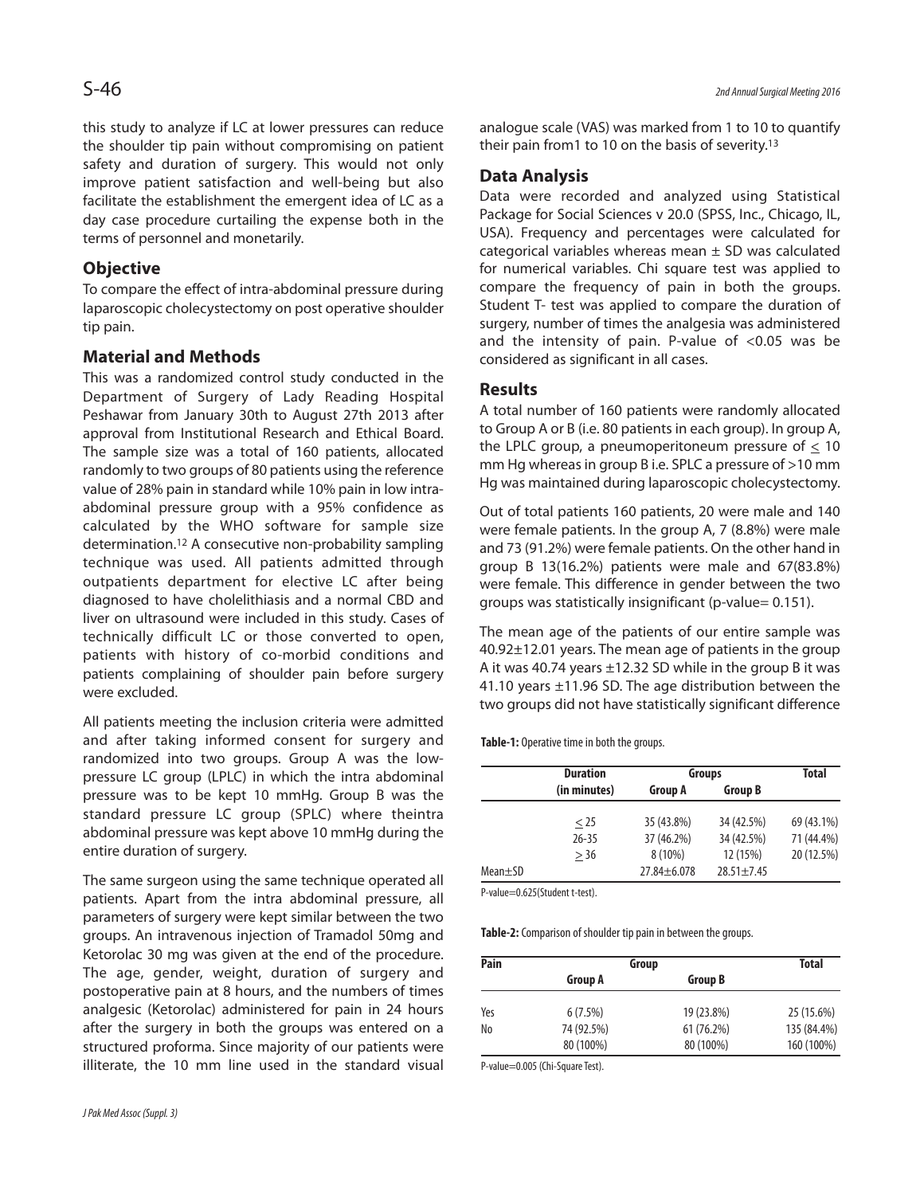this study to analyze if LC at lower pressures can reduce the shoulder tip pain without compromising on patient safety and duration of surgery. This would not only improve patient satisfaction and well-being but also facilitate the establishment the emergent idea of LC as a day case procedure curtailing the expense both in the terms of personnel and monetarily.

## Objective

To compare the effect of intra-abdominal pressure during laparoscopic cholecystectomy on post operative shoulder tip pain.

## Material and Methods

This was a randomized control study conducted in the Department of Surgery of Lady Reading Hospital Peshawar from January 30th to August 27th 2013 after approval from Institutional Research and Ethical Board. The sample size was a total of 160 patients, allocated randomly to two groups of 80 patients using the reference value of 28% pain in standard while 10% pain in low intra-abdominal pressure group with a 95% confidence as calculated by the WHO software for sample size determination.[12] A consecutive non-probability sampling technique was used. All patients admitted through outpatients department for elective LC after being diagnosed to have cholelithiasis and a normal CBD and liver on ultrasound were included in this study. Cases of technically difficult LC or those converted to open, patients with history of co-morbid conditions and patients complaining of shoulder pain before surgery were excluded.

All patients meeting the inclusion criteria were admitted and after taking informed consent for surgery and randomized into two groups. Group A was the low-pressure LC group (LPLC) in which the intra abdominal pressure was to be kept 10 mmHg. Group B was the standard pressure LC group (SPLC) where theintra abdominal pressure was kept above 10 mmHg during the entire duration of surgery.

The same surgeon using the same technique operated all patients. Apart from the intra abdominal pressure, all parameters of surgery were kept similar between the two groups. An intravenous injection of Tramadol 50mg and Ketorolac 30 mg was given at the end of the procedure. The age, gender, weight, duration of surgery and postoperative pain at 8 hours, and the numbers of times analgesic (Ketorolac) administered for pain in 24 hours after the surgery in both the groups was entered on a structured proforma. Since majority of our patients were illiterate, the 10 mm line used in the standard visual analogue scale (VAS) was marked from 1 to 10 to quantify their pain from1 to 10 on the basis of severity.[13]

## Data Analysis

Data were recorded and analyzed using Statistical Package for Social Sciences v 20.0 (SPSS, Inc., Chicago, IL, USA). Frequency and percentages were calculated for categorical variables whereas mean ± SD was calculated for numerical variables. Chi square test was applied to compare the frequency of pain in both the groups. Student T- test was applied to compare the duration of surgery, number of times the analgesia was administered and the intensity of pain. P-value of <0.05 was be considered as significant in all cases.

## Results

A total number of 160 patients were randomly allocated to Group A or B (i.e. 80 patients in each group). In group A, the LPLC group, a pneumoperitoneum pressure of ≤ 10 mm Hg whereas in group B i.e. SPLC a pressure of >10 mm Hg was maintained during laparoscopic cholecystectomy.

Out of total patients 160 patients, 20 were male and 140 were female patients. In the group A, 7 (8.8%) were male and 73 (91.2%) were female patients. On the other hand in group B 13(16.2%) patients were male and 67(83.8%) were female. This difference in gender between the two groups was statistically insignificant (p-value= 0.151).

The mean age of the patients of our entire sample was 40.92±12.01 years. The mean age of patients in the group A it was 40.74 years ±12.32 SD while in the group B it was 41.10 years ±11.96 SD. The age distribution between the two groups did not have statistically significant difference

**Table-1:** Operative time in both the groups.

| | Duration (in minutes) | Groups | | Total |
|---|---|---|---|---|
| | | Group A | Group B | |
| | ≤ 25 | 35 (43.8%) | 34 (42.5%) | 69 (43.1%) |
| | 26-35 | 37 (46.2%) | 34 (42.5%) | 71 (44.4%) |
| | ≥ 36 | 8 (10%) | 12 (15%) | 20 (12.5%) |
| Mean±SD | | 27.84±6.078 | 28.51±7.45 | |

P-value=0.625(Student t-test).

**Table-2:** Comparison of shoulder tip pain in between the groups.

| Pain | Group | | Total |
|---|---|---|---|
| | Group A | Group B | |
| Yes | 6 (7.5%) | 19 (23.8%) | 25 (15.6%) |
| No | 74 (92.5%) | 61 (76.2%) | 135 (84.4%) |
| | 80 (100%) | 80 (100%) | 160 (100%) |

P-value=0.005 (Chi-Square Test).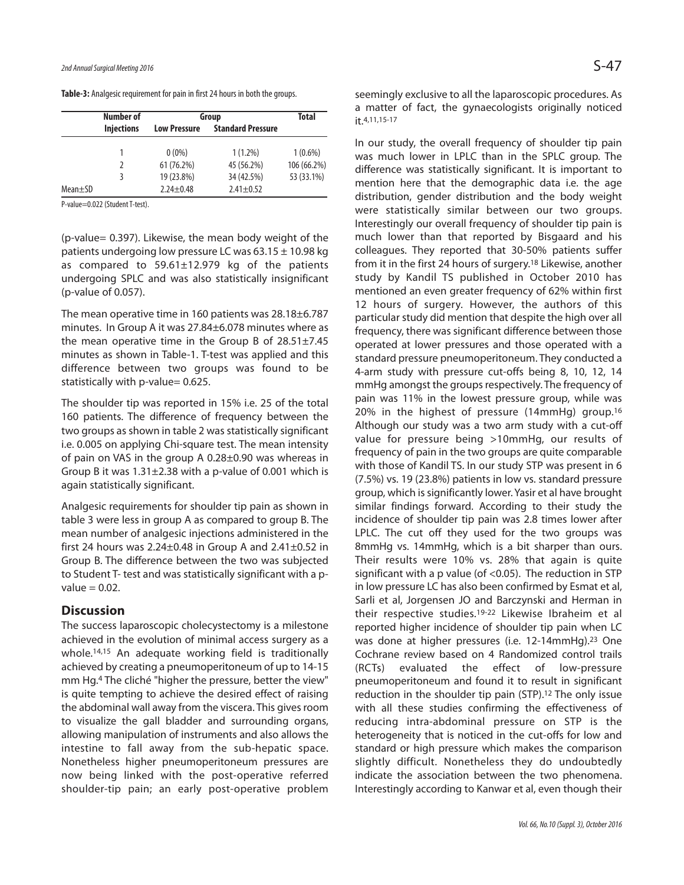**Table-3:** Analgesic requirement for pain in first 24 hours in both the groups.

| | Number of Injections | Group | | Total |
|---|---|---|---|---|
| | | Low Pressure | Standard Pressure | |
| | 1 | 0 (0%) | 1 (1.2%) | 1 (0.6%) |
| | 2 | 61 (76.2%) | 45 (56.2%) | 106 (66.2%) |
| | 3 | 19 (23.8%) | 34 (42.5%) | 53 (33.1%) |
| Mean±SD | | 2.24±0.48 | 2.41±0.52 | |

P-value=0.022 (Student T-test).

(p-value= 0.397). Likewise, the mean body weight of the patients undergoing low pressure LC was 63.15 ± 10.98 kg as compared to 59.61±12.979 kg of the patients undergoing SPLC and was also statistically insignificant (p-value of 0.057).

The mean operative time in 160 patients was 28.18±6.787 minutes. In Group A it was 27.84±6.078 minutes where as the mean operative time in the Group B of 28.51±7.45 minutes as shown in Table-1. T-test was applied and this difference between two groups was found to be statistically with p-value= 0.625.

The shoulder tip was reported in 15% i.e. 25 of the total 160 patients. The difference of frequency between the two groups as shown in table 2 was statistically significant i.e. 0.005 on applying Chi-square test. The mean intensity of pain on VAS in the group A 0.28±0.90 was whereas in Group B it was 1.31±2.38 with a p-value of 0.001 which is again statistically significant.

Analgesic requirements for shoulder tip pain as shown in table 3 were less in group A as compared to group B. The mean number of analgesic injections administered in the first 24 hours was 2.24±0.48 in Group A and 2.41±0.52 in Group B. The difference between the two was subjected to Student T- test and was statistically significant with a p-value = 0.02.

## Discussion

The success laparoscopic cholecystectomy is a milestone achieved in the evolution of minimal access surgery as a whole.[14,15] An adequate working field is traditionally achieved by creating a pneumoperitoneum of up to 14-15 mm Hg.[4] The cliché "higher the pressure, better the view" is quite tempting to achieve the desired effect of raising the abdominal wall away from the viscera. This gives room to visualize the gall bladder and surrounding organs, allowing manipulation of instruments and also allows the intestine to fall away from the sub-hepatic space. Nonetheless higher pneumoperitoneum pressures are now being linked with the post-operative referred shoulder-tip pain; an early post-operative problem seemingly exclusive to all the laparoscopic procedures. As a matter of fact, the gynaecologists originally noticed it.[4,11,15-17]

In our study, the overall frequency of shoulder tip pain was much lower in LPLC than in the SPLC group. The difference was statistically significant. It is important to mention here that the demographic data i.e. the age distribution, gender distribution and the body weight were statistically similar between our two groups. Interestingly our overall frequency of shoulder tip pain is much lower than that reported by Bisgaard and his colleagues. They reported that 30-50% patients suffer from it in the first 24 hours of surgery.[18] Likewise, another study by Kandil TS published in October 2010 has mentioned an even greater frequency of 62% within first 12 hours of surgery. However, the authors of this particular study did mention that despite the high over all frequency, there was significant difference between those operated at lower pressures and those operated with a standard pressure pneumoperitoneum. They conducted a 4-arm study with pressure cut-offs being 8, 10, 12, 14 mmHg amongst the groups respectively. The frequency of pain was 11% in the lowest pressure group, while was 20% in the highest of pressure (14mmHg) group.[16] Although our study was a two arm study with a cut-off value for pressure being >10mmHg, our results of frequency of pain in the two groups are quite comparable with those of Kandil TS. In our study STP was present in 6 (7.5%) vs. 19 (23.8%) patients in low vs. standard pressure group, which is significantly lower. Yasir et al have brought similar findings forward. According to their study the incidence of shoulder tip pain was 2.8 times lower after LPLC. The cut off they used for the two groups was 8mmHg vs. 14mmHg, which is a bit sharper than ours. Their results were 10% vs. 28% that again is quite significant with a p value (of <0.05). The reduction in STP in low pressure LC has also been confirmed by Esmat et al, Sarli et al, Jorgensen JO and Barczynski and Herman in their respective studies.[19-22] Likewise Ibraheim et al reported higher incidence of shoulder tip pain when LC was done at higher pressures (i.e. 12-14mmHg).[23] One Cochrane review based on 4 Randomized control trails (RCTs) evaluated the effect of low-pressure pneumoperitoneum and found it to result in significant reduction in the shoulder tip pain (STP).[12] The only issue with all these studies confirming the effectiveness of reducing intra-abdominal pressure on STP is the heterogeneity that is noticed in the cut-offs for low and standard or high pressure which makes the comparison slightly difficult. Nonetheless they do undoubtedly indicate the association between the two phenomena. Interestingly according to Kanwar et al, even though their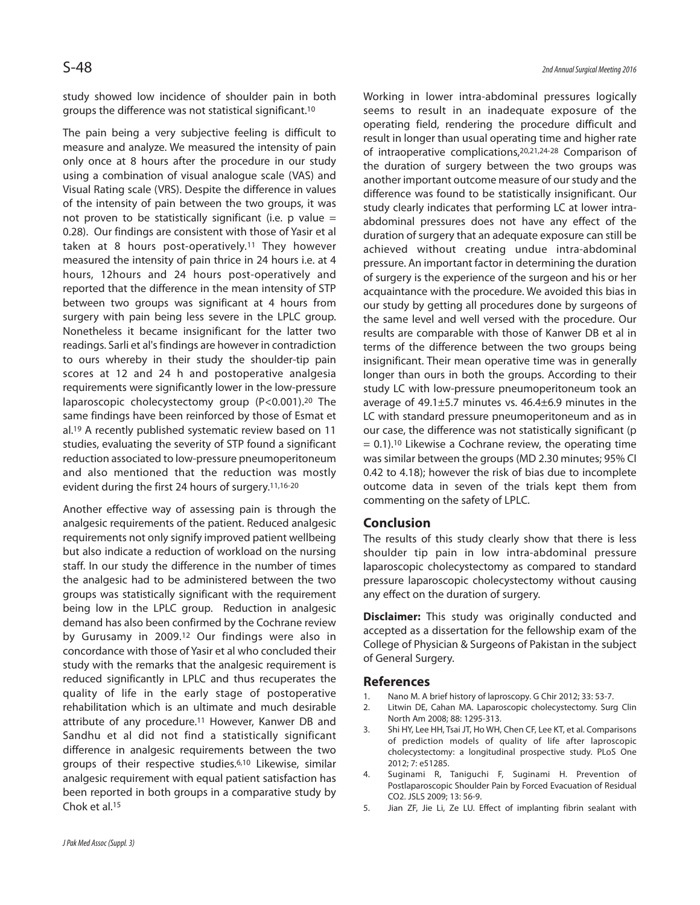study showed low incidence of shoulder pain in both groups the difference was not statistical significant.[10]

The pain being a very subjective feeling is difficult to measure and analyze. We measured the intensity of pain only once at 8 hours after the procedure in our study using a combination of visual analogue scale (VAS) and Visual Rating scale (VRS). Despite the difference in values of the intensity of pain between the two groups, it was not proven to be statistically significant (i.e. p value = 0.28). Our findings are consistent with those of Yasir et al taken at 8 hours post-operatively.[11] They however measured the intensity of pain thrice in 24 hours i.e. at 4 hours, 12hours and 24 hours post-operatively and reported that the difference in the mean intensity of STP between two groups was significant at 4 hours from surgery with pain being less severe in the LPLC group. Nonetheless it became insignificant for the latter two readings. Sarli et al's findings are however in contradiction to ours whereby in their study the shoulder-tip pain scores at 12 and 24 h and postoperative analgesia requirements were significantly lower in the low-pressure laparoscopic cholecystectomy group (P<0.001).[20] The same findings have been reinforced by those of Esmat et al.[19] A recently published systematic review based on 11 studies, evaluating the severity of STP found a significant reduction associated to low-pressure pneumoperitoneum and also mentioned that the reduction was mostly evident during the first 24 hours of surgery.[11,16-20]

Another effective way of assessing pain is through the analgesic requirements of the patient. Reduced analgesic requirements not only signify improved patient wellbeing but also indicate a reduction of workload on the nursing staff. In our study the difference in the number of times the analgesic had to be administered between the two groups was statistically significant with the requirement being low in the LPLC group. Reduction in analgesic demand has also been confirmed by the Cochrane review by Gurusamy in 2009.[12] Our findings were also in concordance with those of Yasir et al who concluded their study with the remarks that the analgesic requirement is reduced significantly in LPLC and thus recuperates the quality of life in the early stage of postoperative rehabilitation which is an ultimate and much desirable attribute of any procedure.[11] However, Kanwer DB and Sandhu et al did not find a statistically significant difference in analgesic requirements between the two groups of their respective studies.[6,10] Likewise, similar analgesic requirement with equal patient satisfaction has been reported in both groups in a comparative study by Chok et al.[15]

Working in lower intra-abdominal pressures logically seems to result in an inadequate exposure of the operating field, rendering the procedure difficult and result in longer than usual operating time and higher rate of intraoperative complications,[20,21,24-28] Comparison of the duration of surgery between the two groups was another important outcome measure of our study and the difference was found to be statistically insignificant. Our study clearly indicates that performing LC at lower intra-abdominal pressures does not have any effect of the duration of surgery that an adequate exposure can still be achieved without creating undue intra-abdominal pressure. An important factor in determining the duration of surgery is the experience of the surgeon and his or her acquaintance with the procedure. We avoided this bias in our study by getting all procedures done by surgeons of the same level and well versed with the procedure. Our results are comparable with those of Kanwer DB et al in terms of the difference between the two groups being insignificant. Their mean operative time was in generally longer than ours in both the groups. According to their study LC with low-pressure pneumoperitoneum took an average of 49.1±5.7 minutes vs. 46.4±6.9 minutes in the LC with standard pressure pneumoperitoneum and as in our case, the difference was not statistically significant (p = 0.1).[10] Likewise a Cochrane review, the operating time was similar between the groups (MD 2.30 minutes; 95% CI 0.42 to 4.18); however the risk of bias due to incomplete outcome data in seven of the trials kept them from commenting on the safety of LPLC.

## Conclusion

The results of this study clearly show that there is less shoulder tip pain in low intra-abdominal pressure laparoscopic cholecystectomy as compared to standard pressure laparoscopic cholecystectomy without causing any effect on the duration of surgery.

**Disclaimer:** This study was originally conducted and accepted as a dissertation for the fellowship exam of the College of Physician & Surgeons of Pakistan in the subject of General Surgery.

## References

1. Nano M. A brief history of laproscopy. G Chir 2012; 33: 53-7.
2. Litwin DE, Cahan MA. Laparoscopic cholecystectomy. Surg Clin North Am 2008; 88: 1295-313.
3. Shi HY, Lee HH, Tsai JT, Ho WH, Chen CF, Lee KT, et al. Comparisons of prediction models of quality of life after laproscopic cholecystectomy: a longitudinal prospective study. PLoS One 2012; 7: e51285.
4. Suginami R, Taniguchi F, Suginami H. Prevention of Postlaparoscopic Shoulder Pain by Forced Evacuation of Residual CO2. JSLS 2009; 13: 56-9.
5. Jian ZF, Jie Li, Ze LU. Effect of implanting fibrin sealant with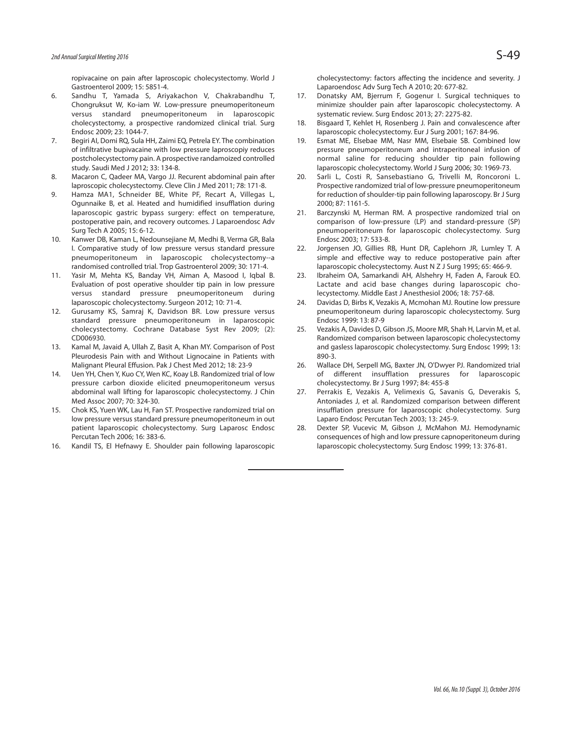ropivacaine on pain after laproscopic cholecystectomy. World J Gastroenterol 2009; 15: 5851-4.

6. Sandhu T, Yamada S, Ariyakachon V, Chakrabandhu T, Chongruksut W, Ko-iam W. Low-pressure pneumoperitoneum versus standard pneumoperitoneum in laparoscopic cholecystectomy, a prospective randomized clinical trial. Surg Endosc 2009; 23: 1044-7.
7. Begiri AI, Domi RQ, Sula HH, Zaimi EQ, Petrela EY. The combination of infiltrative bupivacaine with low pressure laproscopiy reduces postcholecystectomy pain. A prospective randamoized controlled study. Saudi Med J 2012; 33: 134-8.
8. Macaron C, Qadeer MA, Vargo JJ. Recurent abdominal pain after laproscopic cholecystectomy. Cleve Clin J Med 2011; 78: 171-8.
9. Hamza MA1, Schneider BE, White PF, Recart A, Villegas L, Ogunnaike B, et al. Heated and humidified insufflation during laparoscopic gastric bypass surgery: effect on temperature, postoperative pain, and recovery outcomes. J Laparoendosc Adv Surg Tech A 2005; 15: 6-12.
10. Kanwer DB, Kaman L, Nedounsejiane M, Medhi B, Verma GR, Bala I. Comparative study of low pressure versus standard pressure pneumoperitoneum in laparoscopic cholecystectomy--a randomised controlled trial. Trop Gastroenterol 2009; 30: 171-4.
11. Yasir M, Mehta KS, Banday VH, Aiman A, Masood I, Iqbal B. Evaluation of post operative shoulder tip pain in low pressure versus standard pressure pneumoperitoneum during laparoscopic cholecystectomy. Surgeon 2012; 10: 71-4.
12. Gurusamy KS, Samraj K, Davidson BR. Low pressure versus standard pressure pneumoperitoneum in laparoscopic cholecystectomy. Cochrane Database Syst Rev 2009; (2): CD006930.
13. Kamal M, Javaid A, Ullah Z, Basit A, Khan MY. Comparison of Post Pleurodesis Pain with and Without Lignocaine in Patients with Malignant Pleural Effusion. Pak J Chest Med 2012; 18: 23-9
14. Uen YH, Chen Y, Kuo CY, Wen KC, Koay LB. Randomized trial of low pressure carbon dioxide elicited pneumoperitoneum versus abdominal wall lifting for laparoscopic cholecystectomy. J Chin Med Assoc 2007; 70: 324-30.
15. Chok KS, Yuen WK, Lau H, Fan ST. Prospective randomized trial on low pressure versus standard pressure pneumoperitoneum in out patient laparoscopic cholecystectomy. Surg Laparosc Endosc Percutan Tech 2006; 16: 383-6.
16. Kandil TS, El Hefnawy E. Shoulder pain following laparoscopic cholecystectomy: factors affecting the incidence and severity. J Laparoendosc Adv Surg Tech A 2010; 20: 677-82.
17. Donatsky AM, Bjerrum F, Gogenur I. Surgical techniques to minimize shoulder pain after laparoscopic cholecystectomy. A systematic review. Surg Endosc 2013; 27: 2275-82.
18. Bisgaard T, Kehlet H, Rosenberg J. Pain and convalescence after laparoscopic cholecystectomy. Eur J Surg 2001; 167: 84-96.
19. Esmat ME, Elsebae MM, Nasr MM, Elsebaie SB. Combined low pressure pneumoperitoneum and intraperitoneal infusion of normal saline for reducing shoulder tip pain following laparoscopic cholecystectomy. World J Surg 2006; 30: 1969-73.
20. Sarli L, Costi R, Sansebastiano G, Trivelli M, Roncoroni L. Prospective randomized trial of low-pressure pneumoperitoneum for reduction of shoulder-tip pain following laparoscopy. Br J Surg 2000; 87: 1161-5.
21. Barczynski M, Herman RM. A prospective randomized trial on comparison of low-pressure (LP) and standard-pressure (SP) pneumoperitoneum for laparoscopic cholecystectomy. Surg Endosc 2003; 17: 533-8.
22. Jorgensen JO, Gillies RB, Hunt DR, Caplehorn JR, Lumley T. A simple and effective way to reduce postoperative pain after laparoscopic cholecystectomy. Aust N Z J Surg 1995; 65: 466-9.
23. Ibraheim OA, Samarkandi AH, Alshehry H, Faden A, Farouk EO. Lactate and acid base changes during laparoscopic cholecystectomy. Middle East J Anesthesiol 2006; 18: 757-68.
24. Davidas D, Birbs K, Vezakis A, Mcmohan MJ. Routine low pressure pneumoperitoneum during laparoscopic cholecystectomy. Surg Endosc 1999: 13: 87-9
25. Vezakis A, Davides D, Gibson JS, Moore MR, Shah H, Larvin M, et al. Randomized comparison between laparoscopic cholecystectomy and gasless laparoscopic cholecystectomy. Surg Endosc 1999; 13: 890-3.
26. Wallace DH, Serpell MG, Baxter JN, O'Dwyer PJ. Randomized trial of different insufflation pressures for laparoscopic cholecystectomy. Br J Surg 1997; 84: 455-8
27. Perrakis E, Vezakis A, Velimexis G, Savanis G, Deverakis S, Antoniades J, et al. Randomized comparison between different insufflation pressure for laparoscopic cholecystectomy. Surg Laparo Endosc Percutan Tech 2003; 13: 245-9.
28. Dexter SP, Vucevic M, Gibson J, McMahon MJ. Hemodynamic consequences of high and low pressure capnoperitoneum during laparoscopic cholecystectomy. Surg Endosc 1999; 13: 376-81.